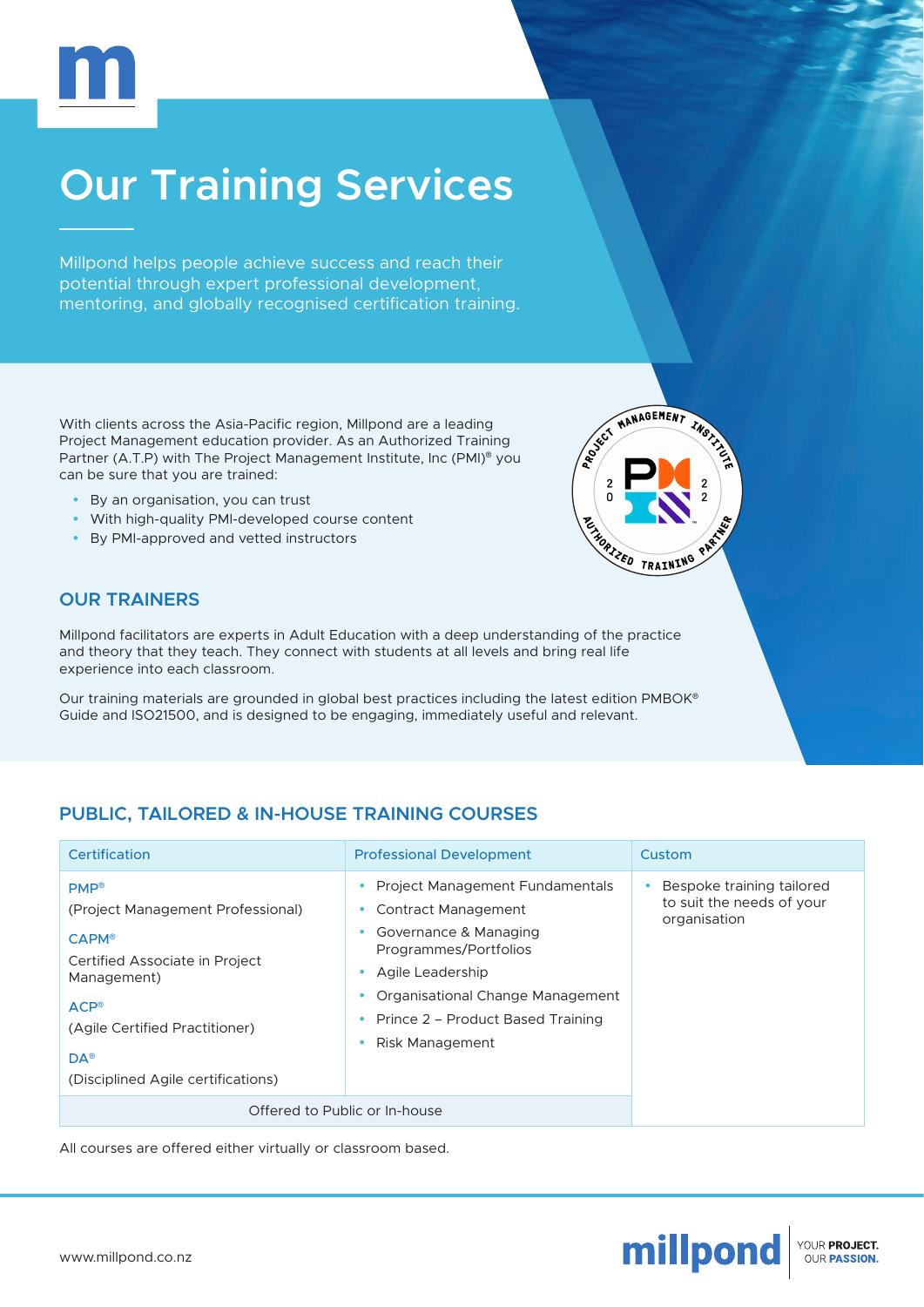# Our Training Services

Millpond helps people achieve success and reach their potential through expert professional development, mentoring, and globally recognised certification training.

With clients across the Asia-Pacific region, Millpond are a leading Project Management education provider. As an Authorized Training Partner (A.T.P) with The Project Management Institute, Inc (PMI)® you can be sure that you are trained:

- By an organisation, you can trust
- With high-quality PMI-developed course content
- By PMI-approved and vetted instructors

## OUR TRAINERS

Millpond facilitators are experts in Adult Education with a deep understanding of the practice and theory that they teach. They connect with students at all levels and bring real life experience into each classroom.

Our training materials are grounded in global best practices including the latest edition PMBOK® Guide and ISO21500, and is designed to be engaging, immediately useful and relevant.

## PUBLIC, TAILORED & IN-HOUSE TRAINING COURSES

| Certification | Professional Development | Custom |
|---|---|---|
| **PMP®** (Project Management Professional)<br>**CAPM®** Certified Associate in Project Management)<br>**ACP®** (Agile Certified Practitioner)<br>**DA®** (Disciplined Agile certifications) | • Project Management Fundamentals<br>• Contract Management<br>• Governance & Managing Programmes/Portfolios<br>• Agile Leadership<br>• Organisational Change Management<br>• Prince 2 – Product Based Training<br>• Risk Management | • Bespoke training tailored to suit the needs of your organisation |
| Offered to Public or In-house | | |

All courses are offered either virtually or classroom based.

www.millpond.co.nz

millpond YOUR **PROJECT.** OUR **PASSION.**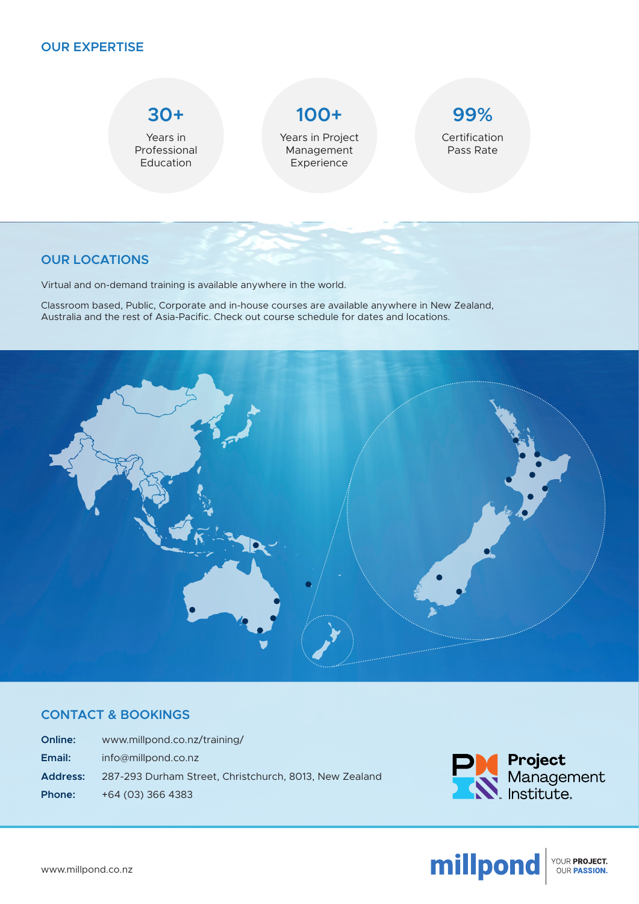## OUR EXPERTISE

**30+**
Years in Professional Education

**100+**
Years in Project Management Experience

**99%**
Certification Pass Rate

## OUR LOCATIONS

Virtual and on-demand training is available anywhere in the world.

Classroom based, Public, Corporate and in-house courses are available anywhere in New Zealand, Australia and the rest of Asia-Pacific. Check out course schedule for dates and locations.

## CONTACT & BOOKINGS

| | |
|---|---|
| **Online:** | www.millpond.co.nz/training/ |
| **Email:** | info@millpond.co.nz |
| **Address:** | 287-293 Durham Street, Christchurch, 8013, New Zealand |
| **Phone:** | +64 (03) 366 4383 |

Project Management Institute.

www.millpond.co.nz

millpond | YOUR **PROJECT.** OUR **PASSION.**